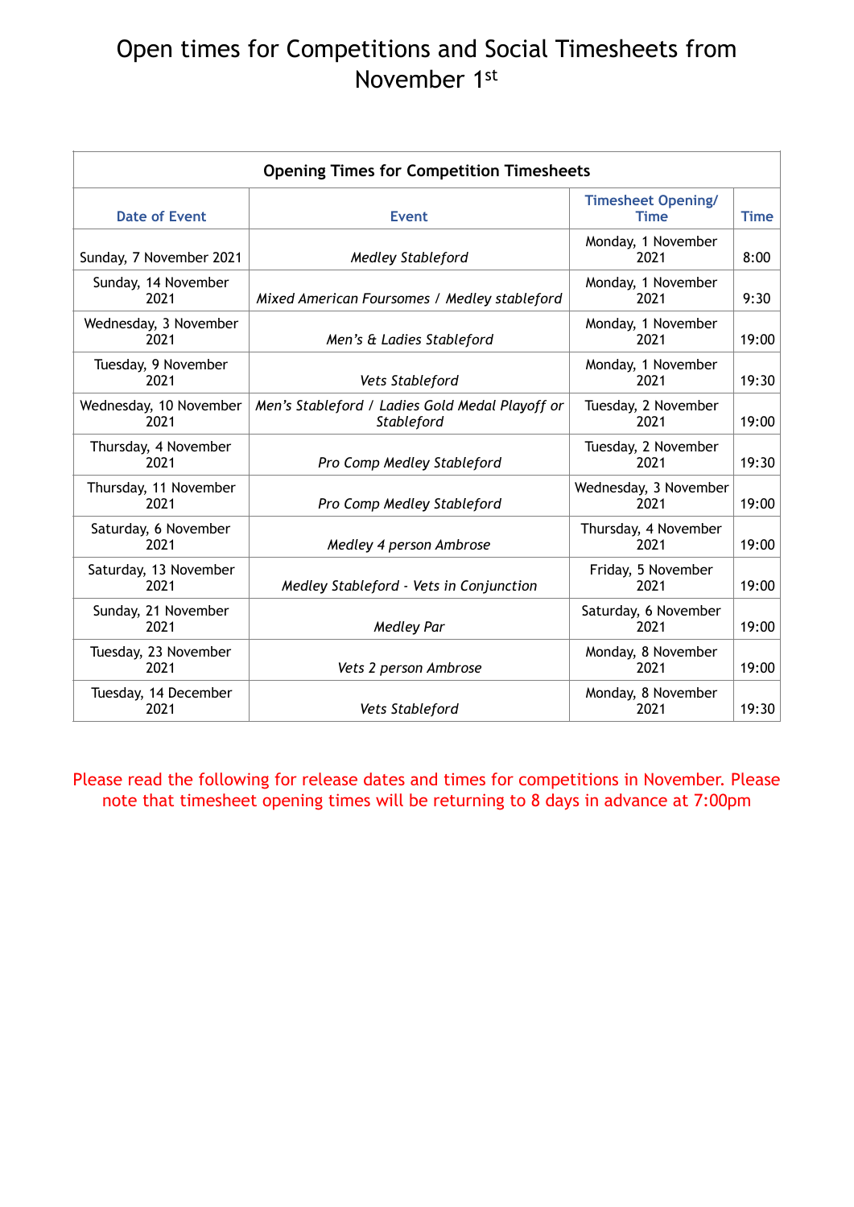# Open times for Competitions and Social Timesheets from November 1st

| Opening Times for Competition Timesheets | | | |
|---|---|---|---|
| **Date of Event** | **Event** | **Timesheet Opening/ Time** | **Time** |
| Sunday, 7 November 2021 | *Medley Stableford* | Monday, 1 November 2021 | 8:00 |
| Sunday, 14 November 2021 | *Mixed American Foursomes / Medley stableford* | Monday, 1 November 2021 | 9:30 |
| Wednesday, 3 November 2021 | *Men's & Ladies Stableford* | Monday, 1 November 2021 | 19:00 |
| Tuesday, 9 November 2021 | *Vets Stableford* | Monday, 1 November 2021 | 19:30 |
| Wednesday, 10 November 2021 | *Men's Stableford / Ladies Gold Medal Playoff or Stableford* | Tuesday, 2 November 2021 | 19:00 |
| Thursday, 4 November 2021 | *Pro Comp Medley Stableford* | Tuesday, 2 November 2021 | 19:30 |
| Thursday, 11 November 2021 | *Pro Comp Medley Stableford* | Wednesday, 3 November 2021 | 19:00 |
| Saturday, 6 November 2021 | *Medley 4 person Ambrose* | Thursday, 4 November 2021 | 19:00 |
| Saturday, 13 November 2021 | *Medley Stableford - Vets in Conjunction* | Friday, 5 November 2021 | 19:00 |
| Sunday, 21 November 2021 | *Medley Par* | Saturday, 6 November 2021 | 19:00 |
| Tuesday, 23 November 2021 | *Vets 2 person Ambrose* | Monday, 8 November 2021 | 19:00 |
| Tuesday, 14 December 2021 | *Vets Stableford* | Monday, 8 November 2021 | 19:30 |

Please read the following for release dates and times for competitions in November. Please note that timesheet opening times will be returning to 8 days in advance at 7:00pm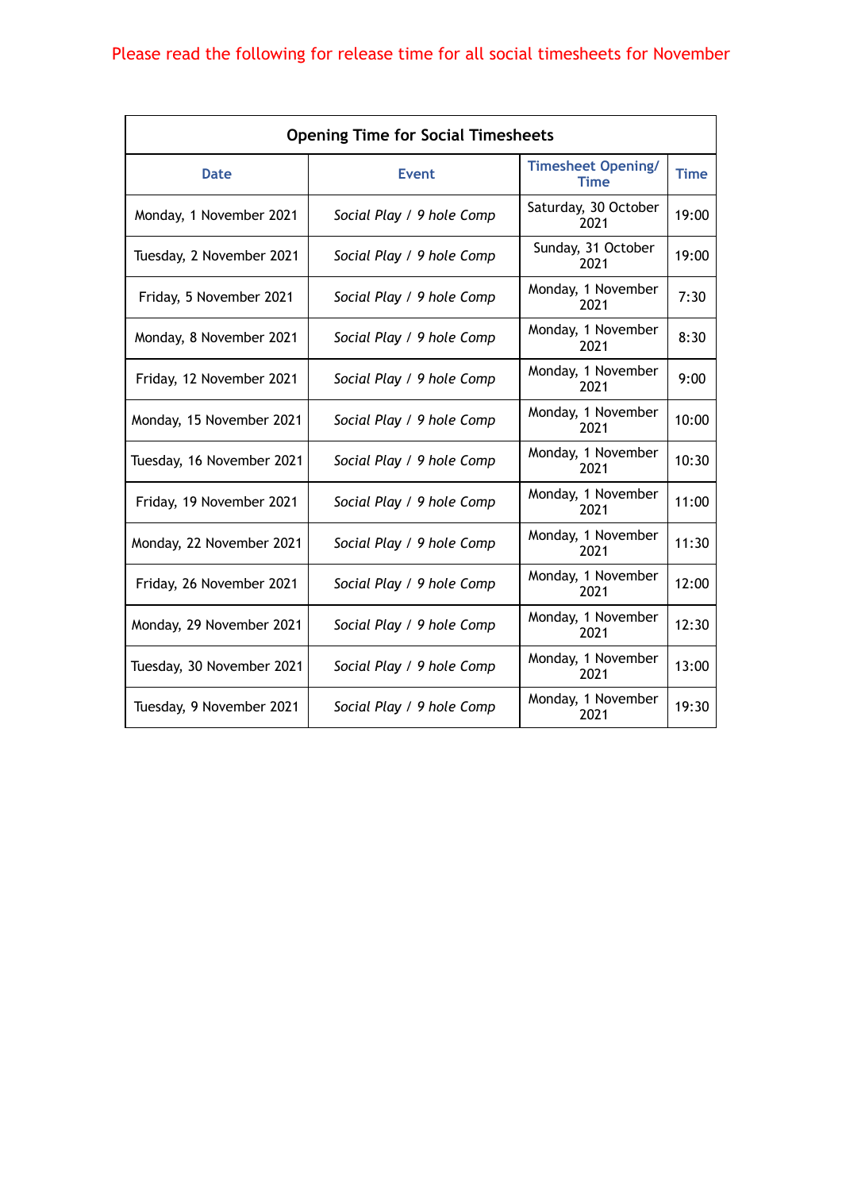Please read the following for release time for all social timesheets for November

| Opening Time for Social Timesheets | | | |
|---|---|---|---|
| **Date** | **Event** | **Timesheet Opening/ Time** | **Time** |
| Monday, 1 November 2021 | *Social Play / 9 hole Comp* | Saturday, 30 October 2021 | 19:00 |
| Tuesday, 2 November 2021 | *Social Play / 9 hole Comp* | Sunday, 31 October 2021 | 19:00 |
| Friday, 5 November 2021 | *Social Play / 9 hole Comp* | Monday, 1 November 2021 | 7:30 |
| Monday, 8 November 2021 | *Social Play / 9 hole Comp* | Monday, 1 November 2021 | 8:30 |
| Friday, 12 November 2021 | *Social Play / 9 hole Comp* | Monday, 1 November 2021 | 9:00 |
| Monday, 15 November 2021 | *Social Play / 9 hole Comp* | Monday, 1 November 2021 | 10:00 |
| Tuesday, 16 November 2021 | *Social Play / 9 hole Comp* | Monday, 1 November 2021 | 10:30 |
| Friday, 19 November 2021 | *Social Play / 9 hole Comp* | Monday, 1 November 2021 | 11:00 |
| Monday, 22 November 2021 | *Social Play / 9 hole Comp* | Monday, 1 November 2021 | 11:30 |
| Friday, 26 November 2021 | *Social Play / 9 hole Comp* | Monday, 1 November 2021 | 12:00 |
| Monday, 29 November 2021 | *Social Play / 9 hole Comp* | Monday, 1 November 2021 | 12:30 |
| Tuesday, 30 November 2021 | *Social Play / 9 hole Comp* | Monday, 1 November 2021 | 13:00 |
| Tuesday, 9 November 2021 | *Social Play / 9 hole Comp* | Monday, 1 November 2021 | 19:30 |